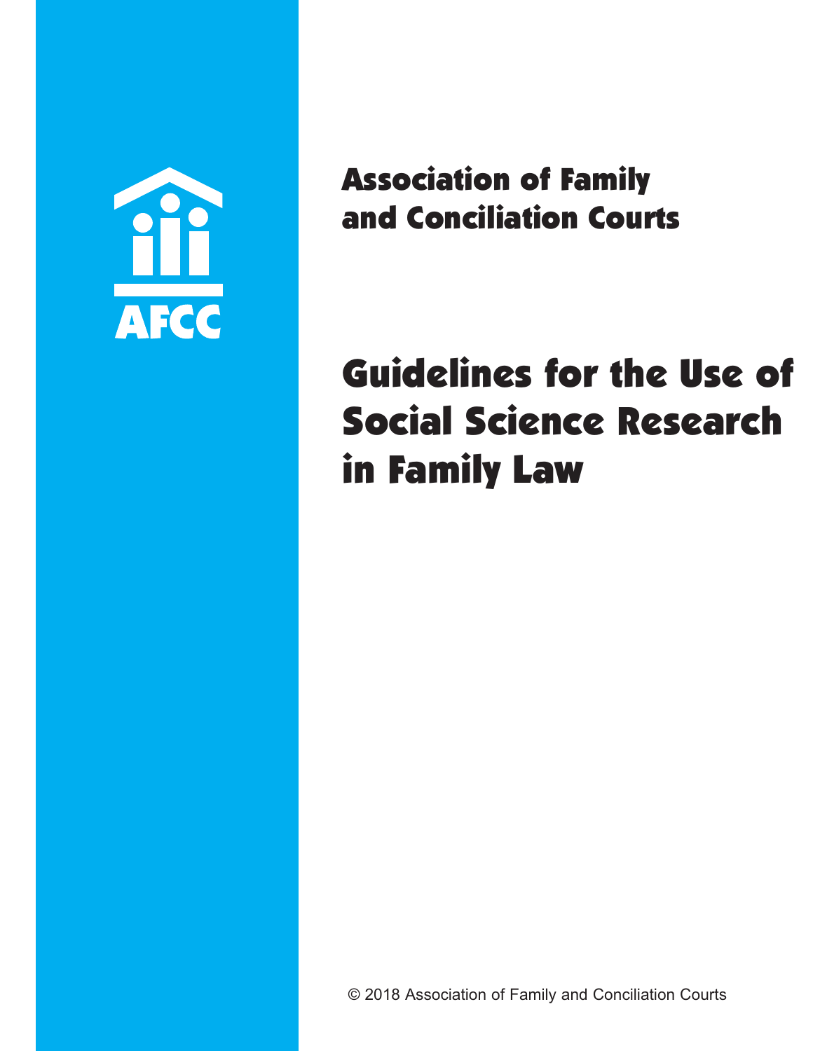AFCC

**Association of Family and Conciliation Courts**

# Guidelines for the Use of Social Science Research in Family Law

© 2018 Association of Family and Conciliation Courts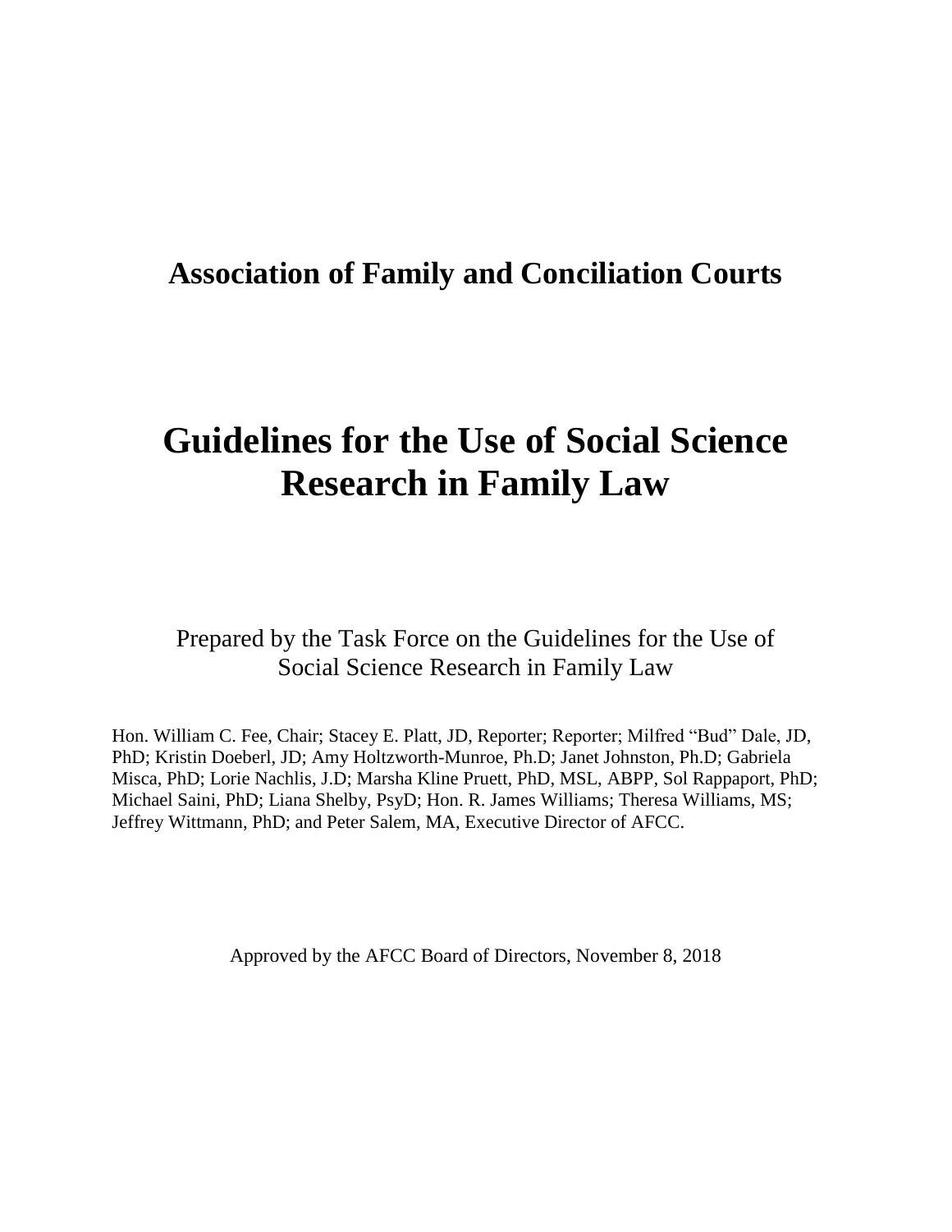## Association of Family and Conciliation Courts

# Guidelines for the Use of Social Science Research in Family Law

Prepared by the Task Force on the Guidelines for the Use of Social Science Research in Family Law

Hon. William C. Fee, Chair; Stacey E. Platt, JD, Reporter; Reporter; Milfred "Bud" Dale, JD, PhD; Kristin Doeberl, JD; Amy Holtzworth-Munroe, Ph.D; Janet Johnston, Ph.D; Gabriela Misca, PhD; Lorie Nachlis, J.D; Marsha Kline Pruett, PhD, MSL, ABPP, Sol Rappaport, PhD; Michael Saini, PhD; Liana Shelby, PsyD; Hon. R. James Williams; Theresa Williams, MS; Jeffrey Wittmann, PhD; and Peter Salem, MA, Executive Director of AFCC.

Approved by the AFCC Board of Directors, November 8, 2018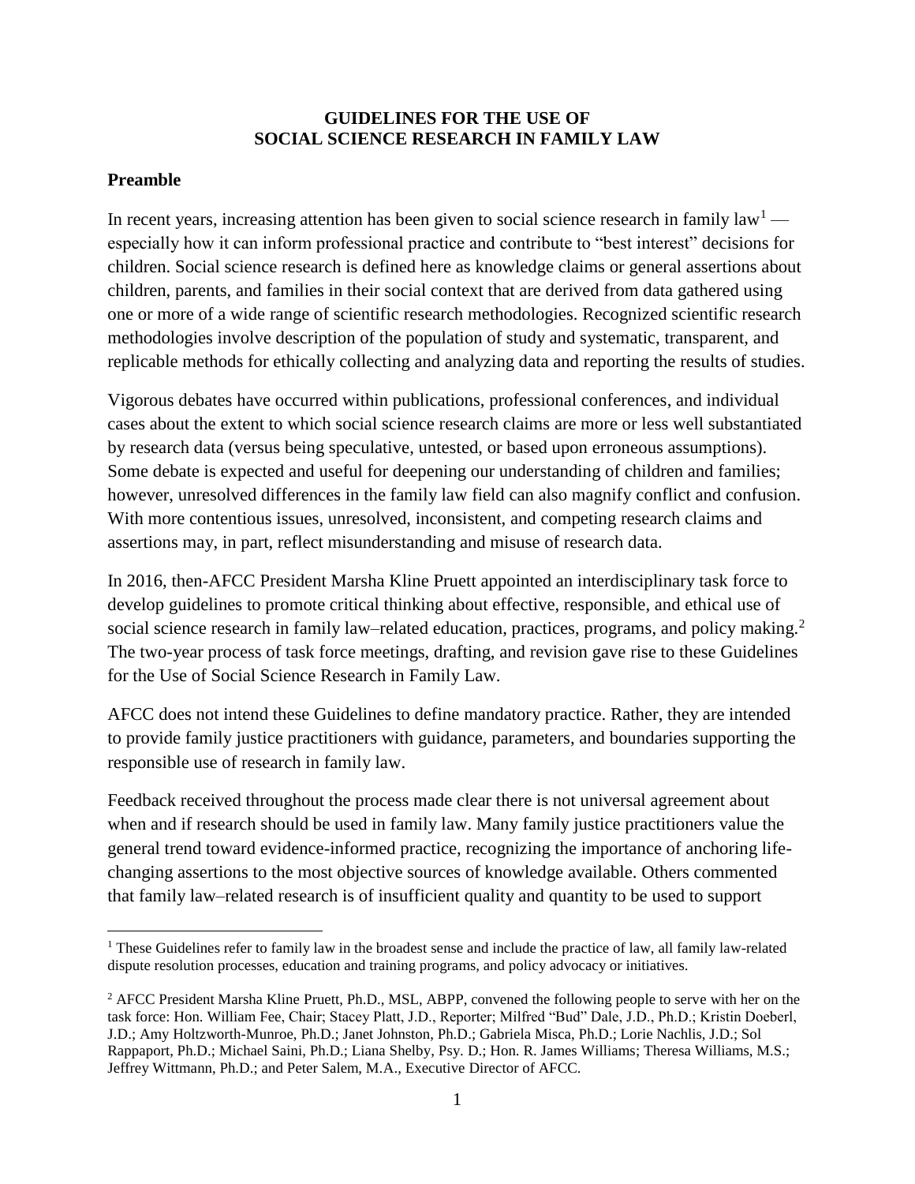**GUIDELINES FOR THE USE OF SOCIAL SCIENCE RESEARCH IN FAMILY LAW**

## Preamble

In recent years, increasing attention has been given to social science research in family law[1] — especially how it can inform professional practice and contribute to "best interest" decisions for children. Social science research is defined here as knowledge claims or general assertions about children, parents, and families in their social context that are derived from data gathered using one or more of a wide range of scientific research methodologies. Recognized scientific research methodologies involve description of the population of study and systematic, transparent, and replicable methods for ethically collecting and analyzing data and reporting the results of studies.

Vigorous debates have occurred within publications, professional conferences, and individual cases about the extent to which social science research claims are more or less well substantiated by research data (versus being speculative, untested, or based upon erroneous assumptions). Some debate is expected and useful for deepening our understanding of children and families; however, unresolved differences in the family law field can also magnify conflict and confusion. With more contentious issues, unresolved, inconsistent, and competing research claims and assertions may, in part, reflect misunderstanding and misuse of research data.

In 2016, then-AFCC President Marsha Kline Pruett appointed an interdisciplinary task force to develop guidelines to promote critical thinking about effective, responsible, and ethical use of social science research in family law–related education, practices, programs, and policy making.[2] The two-year process of task force meetings, drafting, and revision gave rise to these Guidelines for the Use of Social Science Research in Family Law.

AFCC does not intend these Guidelines to define mandatory practice. Rather, they are intended to provide family justice practitioners with guidance, parameters, and boundaries supporting the responsible use of research in family law.

Feedback received throughout the process made clear there is not universal agreement about when and if research should be used in family law. Many family justice practitioners value the general trend toward evidence-informed practice, recognizing the importance of anchoring life-changing assertions to the most objective sources of knowledge available. Others commented that family law–related research is of insufficient quality and quantity to be used to support

---

[1] These Guidelines refer to family law in the broadest sense and include the practice of law, all family law-related dispute resolution processes, education and training programs, and policy advocacy or initiatives.

[2] AFCC President Marsha Kline Pruett, Ph.D., MSL, ABPP, convened the following people to serve with her on the task force: Hon. William Fee, Chair; Stacey Platt, J.D., Reporter; Milfred "Bud" Dale, J.D., Ph.D.; Kristin Doeberl, J.D.; Amy Holtzworth-Munroe, Ph.D.; Janet Johnston, Ph.D.; Gabriela Misca, Ph.D.; Lorie Nachlis, J.D.; Sol Rappaport, Ph.D.; Michael Saini, Ph.D.; Liana Shelby, Psy. D.; Hon. R. James Williams; Theresa Williams, M.S.; Jeffrey Wittmann, Ph.D.; and Peter Salem, M.A., Executive Director of AFCC.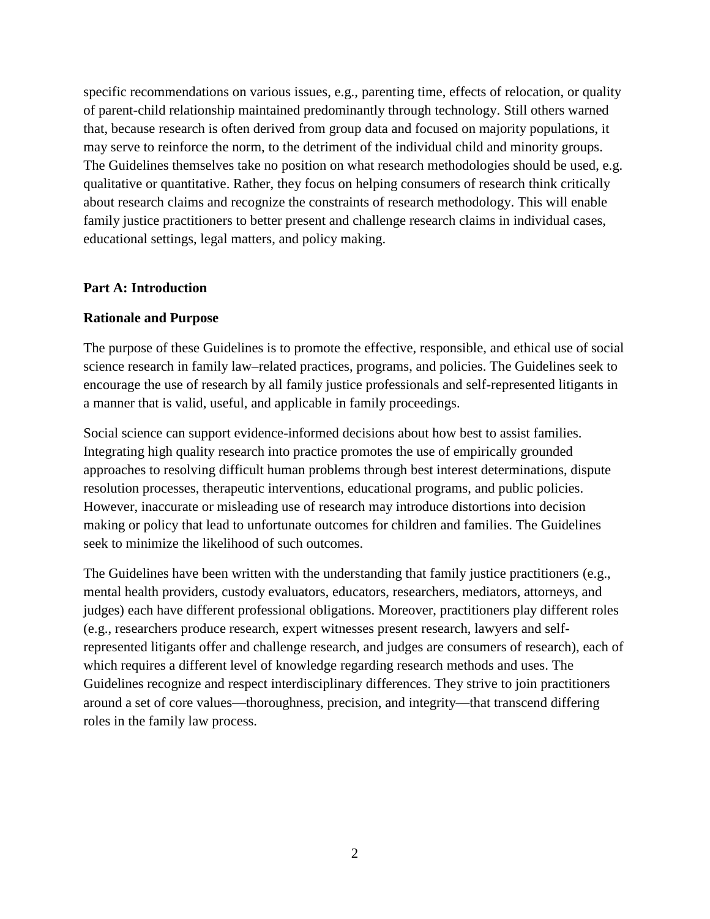specific recommendations on various issues, e.g., parenting time, effects of relocation, or quality of parent-child relationship maintained predominantly through technology. Still others warned that, because research is often derived from group data and focused on majority populations, it may serve to reinforce the norm, to the detriment of the individual child and minority groups. The Guidelines themselves take no position on what research methodologies should be used, e.g. qualitative or quantitative. Rather, they focus on helping consumers of research think critically about research claims and recognize the constraints of research methodology. This will enable family justice practitioners to better present and challenge research claims in individual cases, educational settings, legal matters, and policy making.

## Part A: Introduction

### Rationale and Purpose

The purpose of these Guidelines is to promote the effective, responsible, and ethical use of social science research in family law–related practices, programs, and policies. The Guidelines seek to encourage the use of research by all family justice professionals and self-represented litigants in a manner that is valid, useful, and applicable in family proceedings.

Social science can support evidence-informed decisions about how best to assist families. Integrating high quality research into practice promotes the use of empirically grounded approaches to resolving difficult human problems through best interest determinations, dispute resolution processes, therapeutic interventions, educational programs, and public policies. However, inaccurate or misleading use of research may introduce distortions into decision making or policy that lead to unfortunate outcomes for children and families. The Guidelines seek to minimize the likelihood of such outcomes.

The Guidelines have been written with the understanding that family justice practitioners (e.g., mental health providers, custody evaluators, educators, researchers, mediators, attorneys, and judges) each have different professional obligations. Moreover, practitioners play different roles (e.g., researchers produce research, expert witnesses present research, lawyers and self-represented litigants offer and challenge research, and judges are consumers of research), each of which requires a different level of knowledge regarding research methods and uses. The Guidelines recognize and respect interdisciplinary differences. They strive to join practitioners around a set of core values—thoroughness, precision, and integrity—that transcend differing roles in the family law process.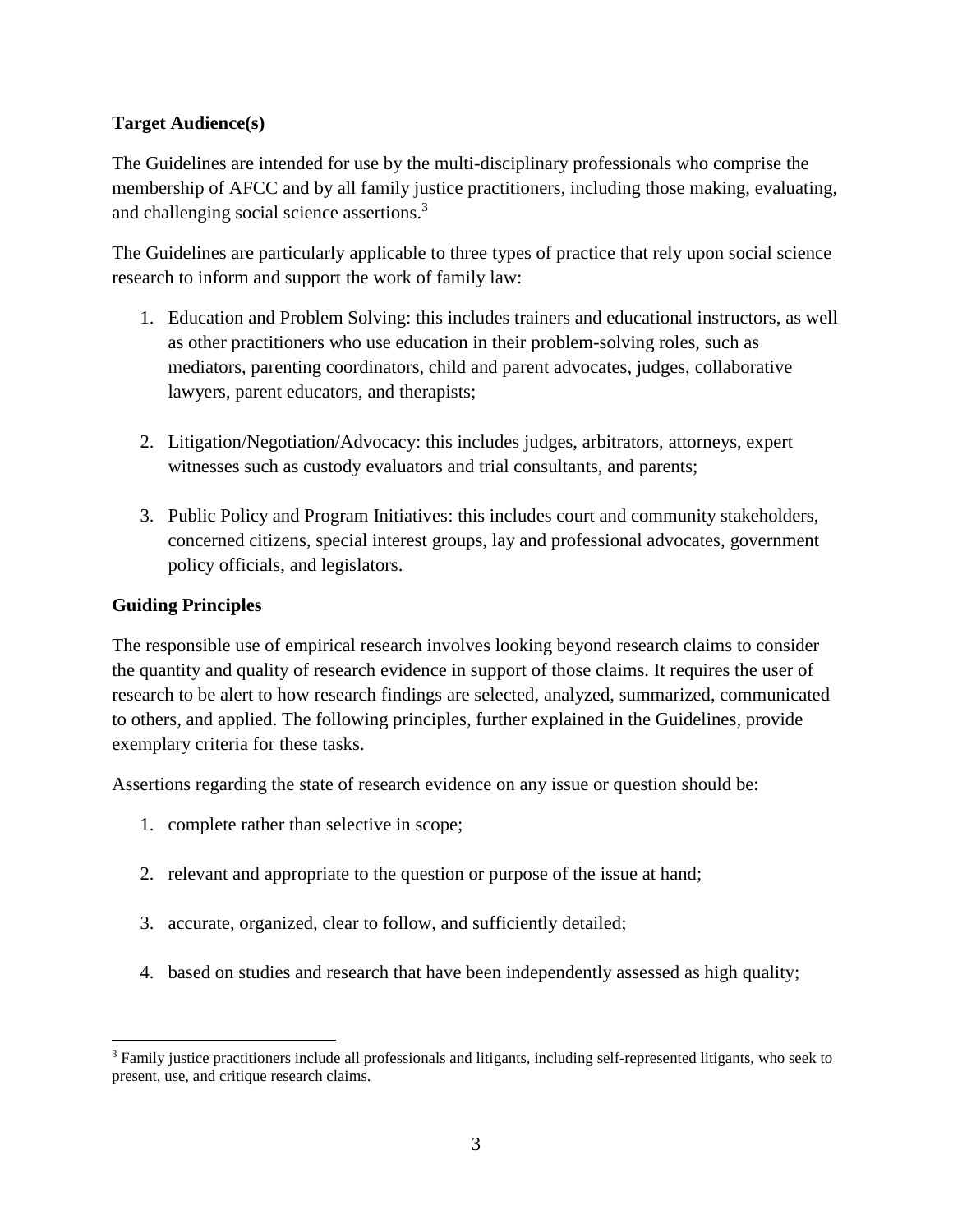**Target Audience(s)**

The Guidelines are intended for use by the multi-disciplinary professionals who comprise the membership of AFCC and by all family justice practitioners, including those making, evaluating, and challenging social science assertions.[3]

The Guidelines are particularly applicable to three types of practice that rely upon social science research to inform and support the work of family law:

1. Education and Problem Solving: this includes trainers and educational instructors, as well as other practitioners who use education in their problem-solving roles, such as mediators, parenting coordinators, child and parent advocates, judges, collaborative lawyers, parent educators, and therapists;

2. Litigation/Negotiation/Advocacy: this includes judges, arbitrators, attorneys, expert witnesses such as custody evaluators and trial consultants, and parents;

3. Public Policy and Program Initiatives: this includes court and community stakeholders, concerned citizens, special interest groups, lay and professional advocates, government policy officials, and legislators.

**Guiding Principles**

The responsible use of empirical research involves looking beyond research claims to consider the quantity and quality of research evidence in support of those claims. It requires the user of research to be alert to how research findings are selected, analyzed, summarized, communicated to others, and applied. The following principles, further explained in the Guidelines, provide exemplary criteria for these tasks.

Assertions regarding the state of research evidence on any issue or question should be:

1. complete rather than selective in scope;

2. relevant and appropriate to the question or purpose of the issue at hand;

3. accurate, organized, clear to follow, and sufficiently detailed;

4. based on studies and research that have been independently assessed as high quality;

[3] Family justice practitioners include all professionals and litigants, including self-represented litigants, who seek to present, use, and critique research claims.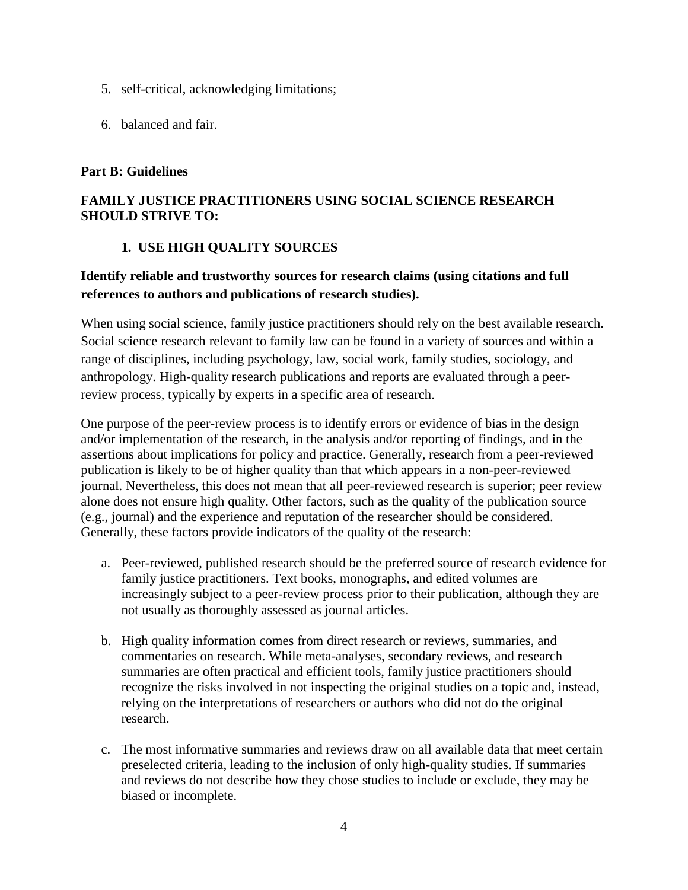5. self-critical, acknowledging limitations;

6. balanced and fair.

**Part B: Guidelines**

**FAMILY JUSTICE PRACTITIONERS USING SOCIAL SCIENCE RESEARCH SHOULD STRIVE TO:**

### 1. USE HIGH QUALITY SOURCES

**Identify reliable and trustworthy sources for research claims (using citations and full references to authors and publications of research studies).**

When using social science, family justice practitioners should rely on the best available research. Social science research relevant to family law can be found in a variety of sources and within a range of disciplines, including psychology, law, social work, family studies, sociology, and anthropology. High-quality research publications and reports are evaluated through a peer-review process, typically by experts in a specific area of research.

One purpose of the peer-review process is to identify errors or evidence of bias in the design and/or implementation of the research, in the analysis and/or reporting of findings, and in the assertions about implications for policy and practice. Generally, research from a peer-reviewed publication is likely to be of higher quality than that which appears in a non-peer-reviewed journal. Nevertheless, this does not mean that all peer-reviewed research is superior; peer review alone does not ensure high quality. Other factors, such as the quality of the publication source (e.g., journal) and the experience and reputation of the researcher should be considered. Generally, these factors provide indicators of the quality of the research:

a. Peer-reviewed, published research should be the preferred source of research evidence for family justice practitioners. Text books, monographs, and edited volumes are increasingly subject to a peer-review process prior to their publication, although they are not usually as thoroughly assessed as journal articles.

b. High quality information comes from direct research or reviews, summaries, and commentaries on research. While meta-analyses, secondary reviews, and research summaries are often practical and efficient tools, family justice practitioners should recognize the risks involved in not inspecting the original studies on a topic and, instead, relying on the interpretations of researchers or authors who did not do the original research.

c. The most informative summaries and reviews draw on all available data that meet certain preselected criteria, leading to the inclusion of only high-quality studies. If summaries and reviews do not describe how they chose studies to include or exclude, they may be biased or incomplete.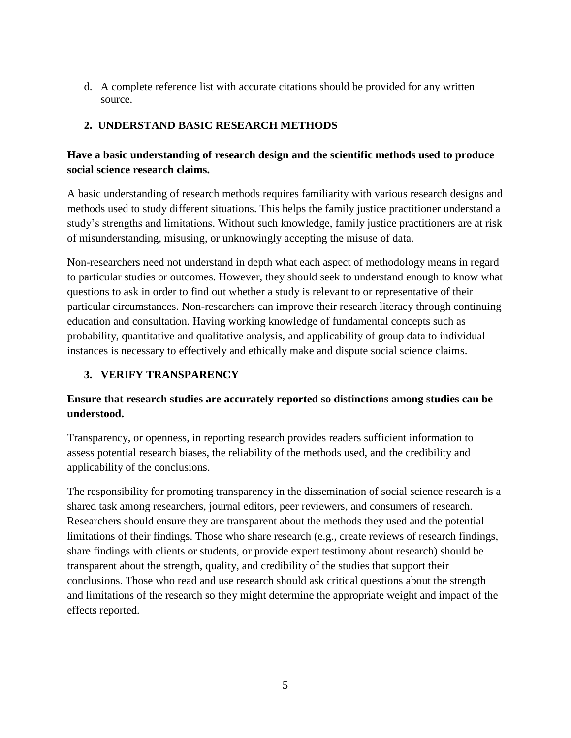d. A complete reference list with accurate citations should be provided for any written source.

## 2. UNDERSTAND BASIC RESEARCH METHODS

**Have a basic understanding of research design and the scientific methods used to produce social science research claims.**

A basic understanding of research methods requires familiarity with various research designs and methods used to study different situations. This helps the family justice practitioner understand a study's strengths and limitations. Without such knowledge, family justice practitioners are at risk of misunderstanding, misusing, or unknowingly accepting the misuse of data.

Non-researchers need not understand in depth what each aspect of methodology means in regard to particular studies or outcomes. However, they should seek to understand enough to know what questions to ask in order to find out whether a study is relevant to or representative of their particular circumstances. Non-researchers can improve their research literacy through continuing education and consultation. Having working knowledge of fundamental concepts such as probability, quantitative and qualitative analysis, and applicability of group data to individual instances is necessary to effectively and ethically make and dispute social science claims.

## 3. VERIFY TRANSPARENCY

**Ensure that research studies are accurately reported so distinctions among studies can be understood.**

Transparency, or openness, in reporting research provides readers sufficient information to assess potential research biases, the reliability of the methods used, and the credibility and applicability of the conclusions.

The responsibility for promoting transparency in the dissemination of social science research is a shared task among researchers, journal editors, peer reviewers, and consumers of research. Researchers should ensure they are transparent about the methods they used and the potential limitations of their findings. Those who share research (e.g., create reviews of research findings, share findings with clients or students, or provide expert testimony about research) should be transparent about the strength, quality, and credibility of the studies that support their conclusions. Those who read and use research should ask critical questions about the strength and limitations of the research so they might determine the appropriate weight and impact of the effects reported.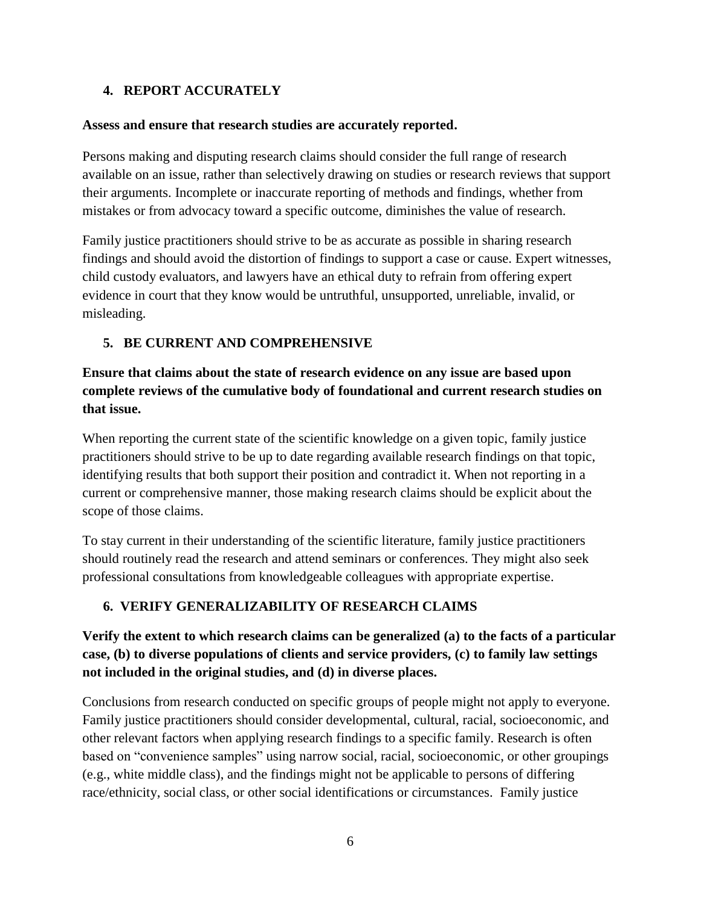## 4. REPORT ACCURATELY

**Assess and ensure that research studies are accurately reported.**

Persons making and disputing research claims should consider the full range of research available on an issue, rather than selectively drawing on studies or research reviews that support their arguments. Incomplete or inaccurate reporting of methods and findings, whether from mistakes or from advocacy toward a specific outcome, diminishes the value of research.

Family justice practitioners should strive to be as accurate as possible in sharing research findings and should avoid the distortion of findings to support a case or cause. Expert witnesses, child custody evaluators, and lawyers have an ethical duty to refrain from offering expert evidence in court that they know would be untruthful, unsupported, unreliable, invalid, or misleading.

## 5. BE CURRENT AND COMPREHENSIVE

**Ensure that claims about the state of research evidence on any issue are based upon complete reviews of the cumulative body of foundational and current research studies on that issue.**

When reporting the current state of the scientific knowledge on a given topic, family justice practitioners should strive to be up to date regarding available research findings on that topic, identifying results that both support their position and contradict it. When not reporting in a current or comprehensive manner, those making research claims should be explicit about the scope of those claims.

To stay current in their understanding of the scientific literature, family justice practitioners should routinely read the research and attend seminars or conferences. They might also seek professional consultations from knowledgeable colleagues with appropriate expertise.

## 6. VERIFY GENERALIZABILITY OF RESEARCH CLAIMS

**Verify the extent to which research claims can be generalized (a) to the facts of a particular case, (b) to diverse populations of clients and service providers, (c) to family law settings not included in the original studies, and (d) in diverse places.**

Conclusions from research conducted on specific groups of people might not apply to everyone. Family justice practitioners should consider developmental, cultural, racial, socioeconomic, and other relevant factors when applying research findings to a specific family. Research is often based on "convenience samples" using narrow social, racial, socioeconomic, or other groupings (e.g., white middle class), and the findings might not be applicable to persons of differing race/ethnicity, social class, or other social identifications or circumstances. Family justice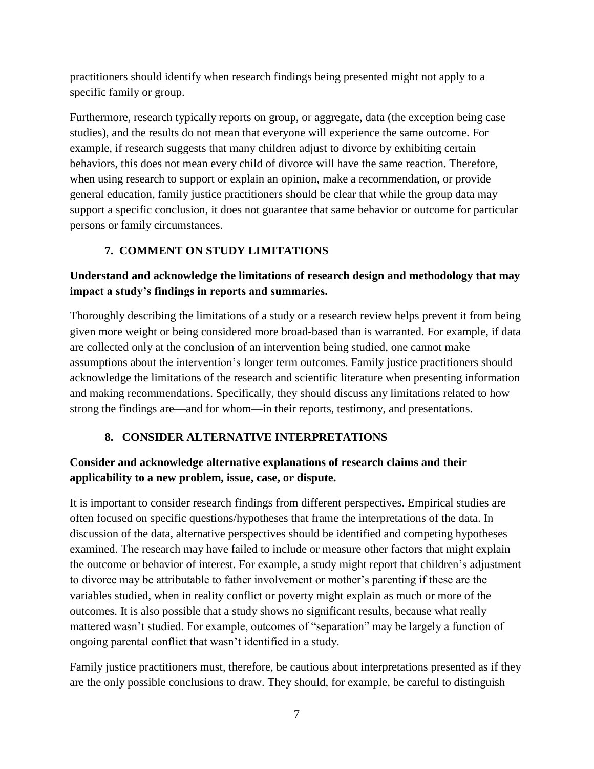practitioners should identify when research findings being presented might not apply to a specific family or group.

Furthermore, research typically reports on group, or aggregate, data (the exception being case studies), and the results do not mean that everyone will experience the same outcome. For example, if research suggests that many children adjust to divorce by exhibiting certain behaviors, this does not mean every child of divorce will have the same reaction. Therefore, when using research to support or explain an opinion, make a recommendation, or provide general education, family justice practitioners should be clear that while the group data may support a specific conclusion, it does not guarantee that same behavior or outcome for particular persons or family circumstances.

## 7. COMMENT ON STUDY LIMITATIONS

**Understand and acknowledge the limitations of research design and methodology that may impact a study's findings in reports and summaries.**

Thoroughly describing the limitations of a study or a research review helps prevent it from being given more weight or being considered more broad-based than is warranted. For example, if data are collected only at the conclusion of an intervention being studied, one cannot make assumptions about the intervention's longer term outcomes. Family justice practitioners should acknowledge the limitations of the research and scientific literature when presenting information and making recommendations. Specifically, they should discuss any limitations related to how strong the findings are—and for whom—in their reports, testimony, and presentations.

## 8. CONSIDER ALTERNATIVE INTERPRETATIONS

**Consider and acknowledge alternative explanations of research claims and their applicability to a new problem, issue, case, or dispute.**

It is important to consider research findings from different perspectives. Empirical studies are often focused on specific questions/hypotheses that frame the interpretations of the data. In discussion of the data, alternative perspectives should be identified and competing hypotheses examined. The research may have failed to include or measure other factors that might explain the outcome or behavior of interest. For example, a study might report that children's adjustment to divorce may be attributable to father involvement or mother's parenting if these are the variables studied, when in reality conflict or poverty might explain as much or more of the outcomes. It is also possible that a study shows no significant results, because what really mattered wasn't studied. For example, outcomes of "separation" may be largely a function of ongoing parental conflict that wasn't identified in a study.

Family justice practitioners must, therefore, be cautious about interpretations presented as if they are the only possible conclusions to draw. They should, for example, be careful to distinguish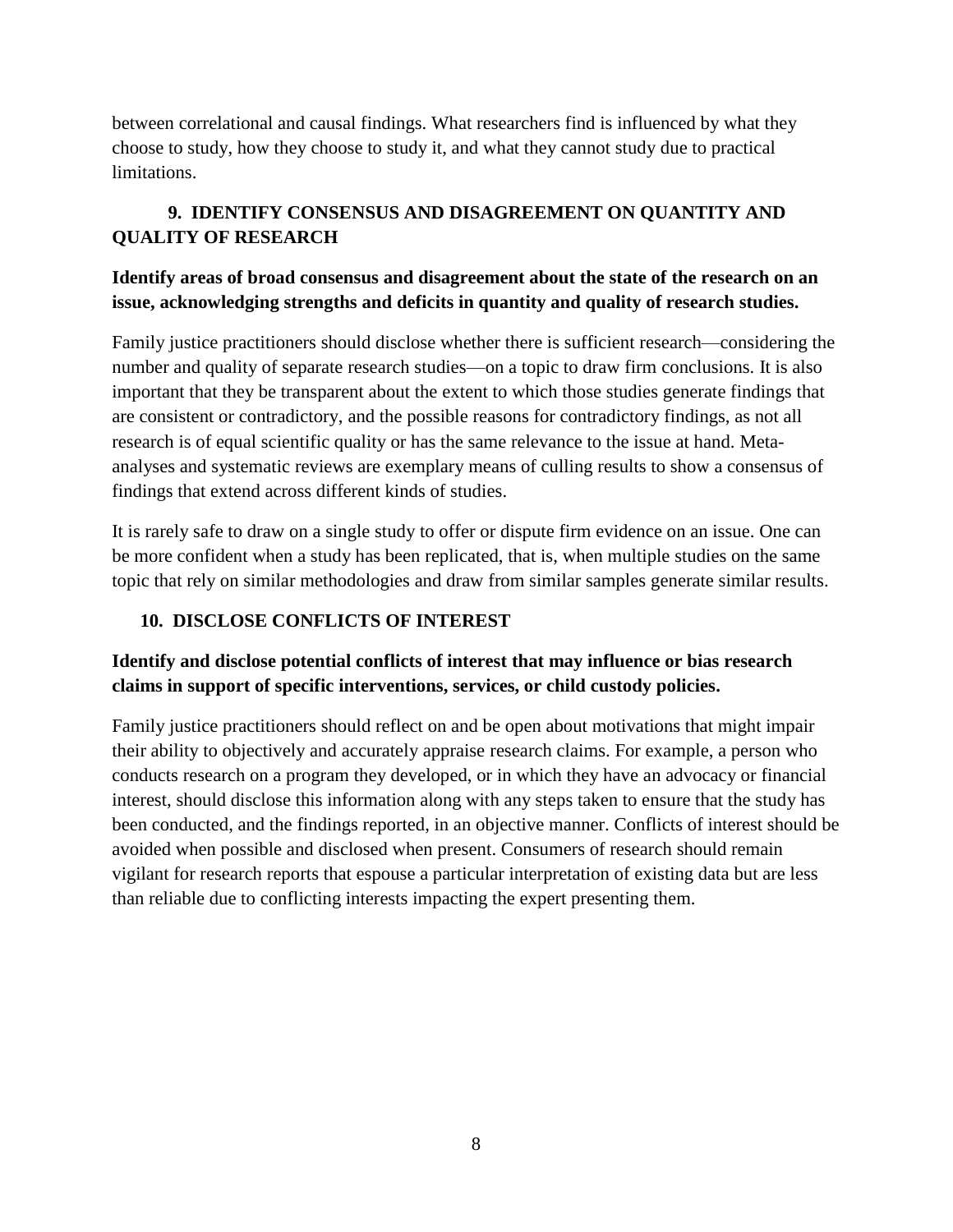between correlational and causal findings. What researchers find is influenced by what they choose to study, how they choose to study it, and what they cannot study due to practical limitations.

## 9. IDENTIFY CONSENSUS AND DISAGREEMENT ON QUANTITY AND QUALITY OF RESEARCH

**Identify areas of broad consensus and disagreement about the state of the research on an issue, acknowledging strengths and deficits in quantity and quality of research studies.**

Family justice practitioners should disclose whether there is sufficient research—considering the number and quality of separate research studies—on a topic to draw firm conclusions. It is also important that they be transparent about the extent to which those studies generate findings that are consistent or contradictory, and the possible reasons for contradictory findings, as not all research is of equal scientific quality or has the same relevance to the issue at hand. Meta-analyses and systematic reviews are exemplary means of culling results to show a consensus of findings that extend across different kinds of studies.

It is rarely safe to draw on a single study to offer or dispute firm evidence on an issue. One can be more confident when a study has been replicated, that is, when multiple studies on the same topic that rely on similar methodologies and draw from similar samples generate similar results.

## 10. DISCLOSE CONFLICTS OF INTEREST

**Identify and disclose potential conflicts of interest that may influence or bias research claims in support of specific interventions, services, or child custody policies.**

Family justice practitioners should reflect on and be open about motivations that might impair their ability to objectively and accurately appraise research claims. For example, a person who conducts research on a program they developed, or in which they have an advocacy or financial interest, should disclose this information along with any steps taken to ensure that the study has been conducted, and the findings reported, in an objective manner. Conflicts of interest should be avoided when possible and disclosed when present. Consumers of research should remain vigilant for research reports that espouse a particular interpretation of existing data but are less than reliable due to conflicting interests impacting the expert presenting them.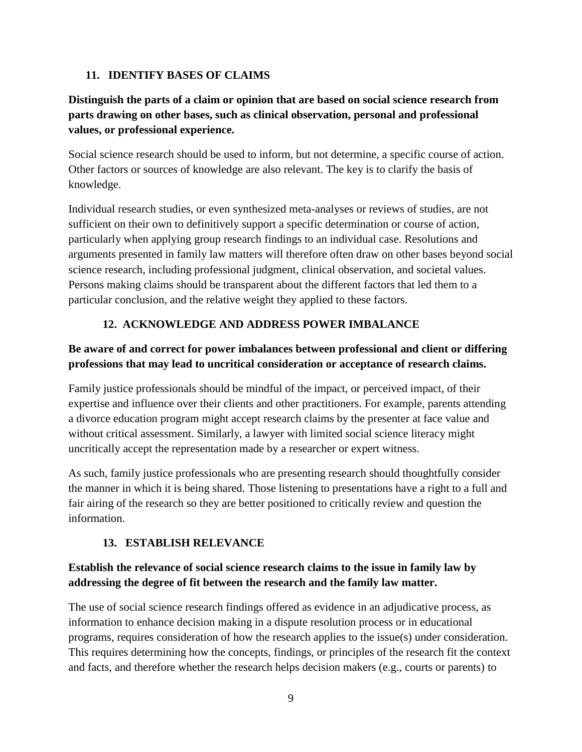### 11. IDENTIFY BASES OF CLAIMS

**Distinguish the parts of a claim or opinion that are based on social science research from parts drawing on other bases, such as clinical observation, personal and professional values, or professional experience.**

Social science research should be used to inform, but not determine, a specific course of action. Other factors or sources of knowledge are also relevant. The key is to clarify the basis of knowledge.

Individual research studies, or even synthesized meta-analyses or reviews of studies, are not sufficient on their own to definitively support a specific determination or course of action, particularly when applying group research findings to an individual case. Resolutions and arguments presented in family law matters will therefore often draw on other bases beyond social science research, including professional judgment, clinical observation, and societal values. Persons making claims should be transparent about the different factors that led them to a particular conclusion, and the relative weight they applied to these factors.

### 12. ACKNOWLEDGE AND ADDRESS POWER IMBALANCE

**Be aware of and correct for power imbalances between professional and client or differing professions that may lead to uncritical consideration or acceptance of research claims.**

Family justice professionals should be mindful of the impact, or perceived impact, of their expertise and influence over their clients and other practitioners. For example, parents attending a divorce education program might accept research claims by the presenter at face value and without critical assessment. Similarly, a lawyer with limited social science literacy might uncritically accept the representation made by a researcher or expert witness.

As such, family justice professionals who are presenting research should thoughtfully consider the manner in which it is being shared. Those listening to presentations have a right to a full and fair airing of the research so they are better positioned to critically review and question the information.

### 13. ESTABLISH RELEVANCE

**Establish the relevance of social science research claims to the issue in family law by addressing the degree of fit between the research and the family law matter.**

The use of social science research findings offered as evidence in an adjudicative process, as information to enhance decision making in a dispute resolution process or in educational programs, requires consideration of how the research applies to the issue(s) under consideration. This requires determining how the concepts, findings, or principles of the research fit the context and facts, and therefore whether the research helps decision makers (e.g., courts or parents) to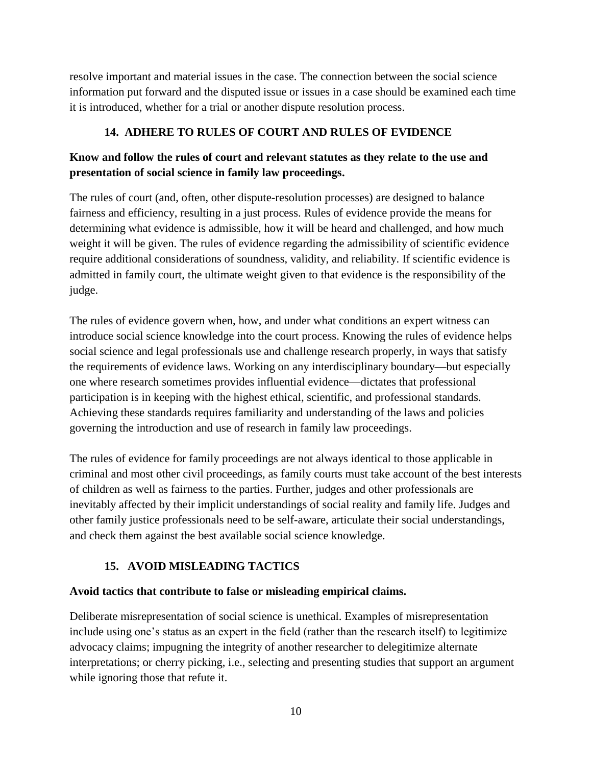resolve important and material issues in the case. The connection between the social science information put forward and the disputed issue or issues in a case should be examined each time it is introduced, whether for a trial or another dispute resolution process.

## 14. ADHERE TO RULES OF COURT AND RULES OF EVIDENCE

**Know and follow the rules of court and relevant statutes as they relate to the use and presentation of social science in family law proceedings.**

The rules of court (and, often, other dispute-resolution processes) are designed to balance fairness and efficiency, resulting in a just process. Rules of evidence provide the means for determining what evidence is admissible, how it will be heard and challenged, and how much weight it will be given. The rules of evidence regarding the admissibility of scientific evidence require additional considerations of soundness, validity, and reliability. If scientific evidence is admitted in family court, the ultimate weight given to that evidence is the responsibility of the judge.

The rules of evidence govern when, how, and under what conditions an expert witness can introduce social science knowledge into the court process. Knowing the rules of evidence helps social science and legal professionals use and challenge research properly, in ways that satisfy the requirements of evidence laws. Working on any interdisciplinary boundary—but especially one where research sometimes provides influential evidence—dictates that professional participation is in keeping with the highest ethical, scientific, and professional standards. Achieving these standards requires familiarity and understanding of the laws and policies governing the introduction and use of research in family law proceedings.

The rules of evidence for family proceedings are not always identical to those applicable in criminal and most other civil proceedings, as family courts must take account of the best interests of children as well as fairness to the parties. Further, judges and other professionals are inevitably affected by their implicit understandings of social reality and family life. Judges and other family justice professionals need to be self-aware, articulate their social understandings, and check them against the best available social science knowledge.

## 15. AVOID MISLEADING TACTICS

**Avoid tactics that contribute to false or misleading empirical claims.**

Deliberate misrepresentation of social science is unethical. Examples of misrepresentation include using one's status as an expert in the field (rather than the research itself) to legitimize advocacy claims; impugning the integrity of another researcher to delegitimize alternate interpretations; or cherry picking, i.e., selecting and presenting studies that support an argument while ignoring those that refute it.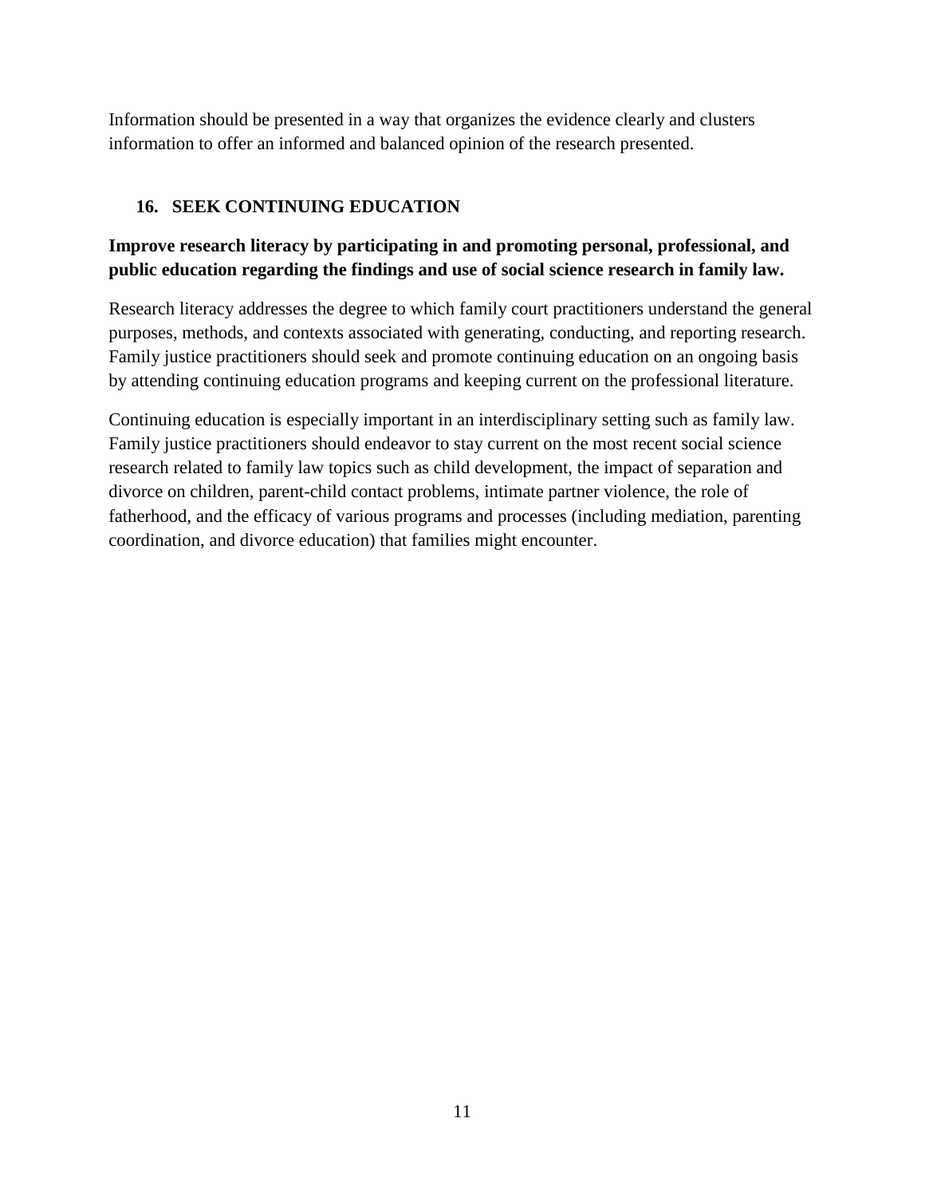Information should be presented in a way that organizes the evidence clearly and clusters information to offer an informed and balanced opinion of the research presented.

## 16. SEEK CONTINUING EDUCATION

**Improve research literacy by participating in and promoting personal, professional, and public education regarding the findings and use of social science research in family law.**

Research literacy addresses the degree to which family court practitioners understand the general purposes, methods, and contexts associated with generating, conducting, and reporting research. Family justice practitioners should seek and promote continuing education on an ongoing basis by attending continuing education programs and keeping current on the professional literature.

Continuing education is especially important in an interdisciplinary setting such as family law. Family justice practitioners should endeavor to stay current on the most recent social science research related to family law topics such as child development, the impact of separation and divorce on children, parent-child contact problems, intimate partner violence, the role of fatherhood, and the efficacy of various programs and processes (including mediation, parenting coordination, and divorce education) that families might encounter.